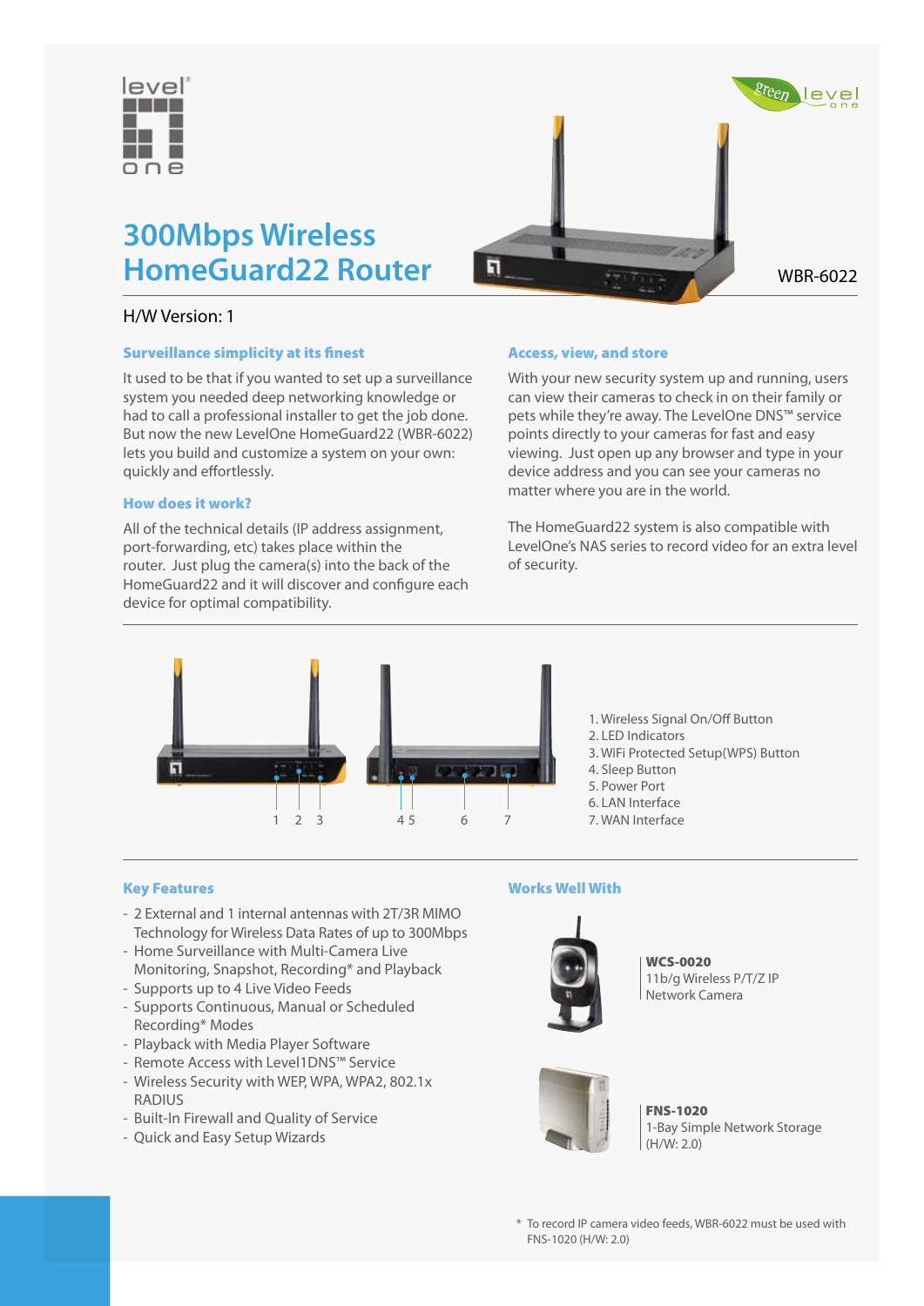# 300Mbps Wireless HomeGuard22 Router

WBR-6022

H/W Version: 1

### Surveillance simplicity at its finest

It used to be that if you wanted to set up a surveillance system you needed deep networking knowledge or had to call a professional installer to get the job done. But now the new LevelOne HomeGuard22 (WBR-6022) lets you build and customize a system on your own: quickly and effortlessly.

### How does it work?

All of the technical details (IP address assignment, port-forwarding, etc) takes place within the router. Just plug the camera(s) into the back of the HomeGuard22 and it will discover and configure each device for optimal compatibility.

### Access, view, and store

With your new security system up and running, users can view their cameras to check in on their family or pets while they're away. The LevelOne DNS™ service points directly to your cameras for fast and easy viewing. Just open up any browser and type in your device address and you can see your cameras no matter where you are in the world.

The HomeGuard22 system is also compatible with LevelOne's NAS series to record video for an extra level of security.

1 2 3 4 5 6 7

1. Wireless Signal On/Off Button
2. LED Indicators
3. WiFi Protected Setup(WPS) Button
4. Sleep Button
5. Power Port
6. LAN Interface
7. WAN Interface

### Key Features

- 2 External and 1 internal antennas with 2T/3R MIMO Technology for Wireless Data Rates of up to 300Mbps
- Home Surveillance with Multi-Camera Live Monitoring, Snapshot, Recording* and Playback
- Supports up to 4 Live Video Feeds
- Supports Continuous, Manual or Scheduled Recording* Modes
- Playback with Media Player Software
- Remote Access with Level1DNS™ Service
- Wireless Security with WEP, WPA, WPA2, 802.1x RADIUS
- Built-In Firewall and Quality of Service
- Quick and Easy Setup Wizards

### Works Well With

**WCS-0020**
11b/g Wireless P/T/Z IP Network Camera

**FNS-1020**
1-Bay Simple Network Storage (H/W: 2.0)

\* To record IP camera video feeds, WBR-6022 must be used with FNS-1020 (H/W: 2.0)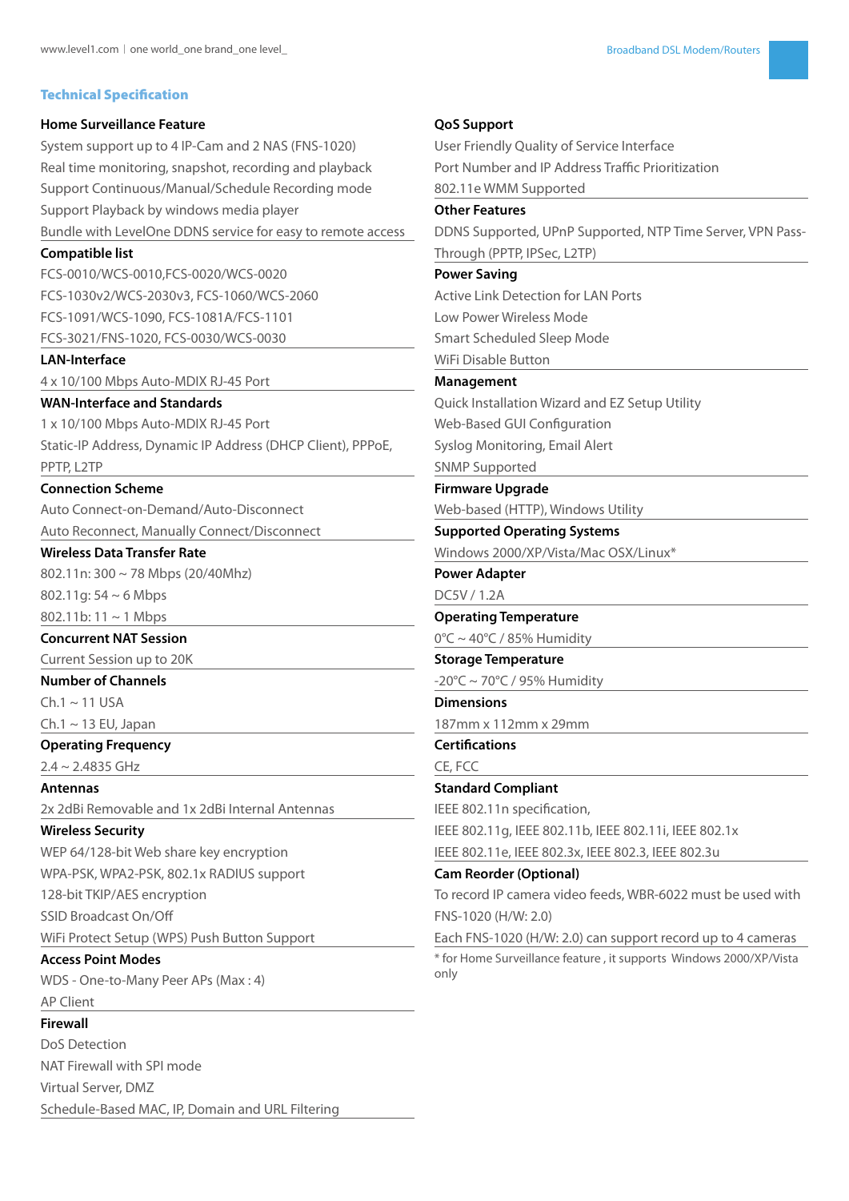## Technical Specification

**Home Surveillance Feature**

System support up to 4 IP-Cam and 2 NAS (FNS-1020)
Real time monitoring, snapshot, recording and playback
Support Continuous/Manual/Schedule Recording mode
Support Playback by windows media player
Bundle with LevelOne DDNS service for easy to remote access

**Compatible list**

FCS-0010/WCS-0010,FCS-0020/WCS-0020
FCS-1030v2/WCS-2030v3, FCS-1060/WCS-2060
FCS-1091/WCS-1090, FCS-1081A/FCS-1101
FCS-3021/FNS-1020, FCS-0030/WCS-0030

**LAN-Interface**

4 x 10/100 Mbps Auto-MDIX RJ-45 Port

**WAN-Interface and Standards**

1 x 10/100 Mbps Auto-MDIX RJ-45 Port
Static-IP Address, Dynamic IP Address (DHCP Client), PPPoE, PPTP, L2TP

**Connection Scheme**

Auto Connect-on-Demand/Auto-Disconnect
Auto Reconnect, Manually Connect/Disconnect

**Wireless Data Transfer Rate**

802.11n: 300 ~ 78 Mbps (20/40Mhz)
802.11g: 54 ~ 6 Mbps
802.11b: 11 ~ 1 Mbps

**Concurrent NAT Session**

Current Session up to 20K

**Number of Channels**

Ch.1 ~ 11 USA
Ch.1 ~ 13 EU, Japan

**Operating Frequency**

2.4 ~ 2.4835 GHz

**Antennas**

2x 2dBi Removable and 1x 2dBi Internal Antennas

**Wireless Security**

WEP 64/128-bit Web share key encryption
WPA-PSK, WPA2-PSK, 802.1x RADIUS support
128-bit TKIP/AES encryption
SSID Broadcast On/Off
WiFi Protect Setup (WPS) Push Button Support

**Access Point Modes**

WDS - One-to-Many Peer APs (Max : 4)
AP Client

**Firewall**

DoS Detection
NAT Firewall with SPI mode
Virtual Server, DMZ
Schedule-Based MAC, IP, Domain and URL Filtering

**QoS Support**

User Friendly Quality of Service Interface
Port Number and IP Address Traffic Prioritization
802.11e WMM Supported

**Other Features**

DDNS Supported, UPnP Supported, NTP Time Server, VPN Pass-Through (PPTP, IPSec, L2TP)

**Power Saving**

Active Link Detection for LAN Ports
Low Power Wireless Mode
Smart Scheduled Sleep Mode
WiFi Disable Button

**Management**

Quick Installation Wizard and EZ Setup Utility
Web-Based GUI Configuration
Syslog Monitoring, Email Alert
SNMP Supported

**Firmware Upgrade**

Web-based (HTTP), Windows Utility

**Supported Operating Systems**

Windows 2000/XP/Vista/Mac OSX/Linux*

**Power Adapter**

DC5V / 1.2A

**Operating Temperature**

0°C ~ 40°C / 85% Humidity

**Storage Temperature**

-20°C ~ 70°C / 95% Humidity

**Dimensions**

187mm x 112mm x 29mm

**Certifications**

CE, FCC

**Standard Compliant**

IEEE 802.11n specification,
IEEE 802.11g, IEEE 802.11b, IEEE 802.11i, IEEE 802.1x
IEEE 802.11e, IEEE 802.3x, IEEE 802.3, IEEE 802.3u

**Cam Reorder (Optional)**

To record IP camera video feeds, WBR-6022 must be used with FNS-1020 (H/W: 2.0)
Each FNS-1020 (H/W: 2.0) can support record up to 4 cameras

* for Home Surveillance feature , it supports Windows 2000/XP/Vista only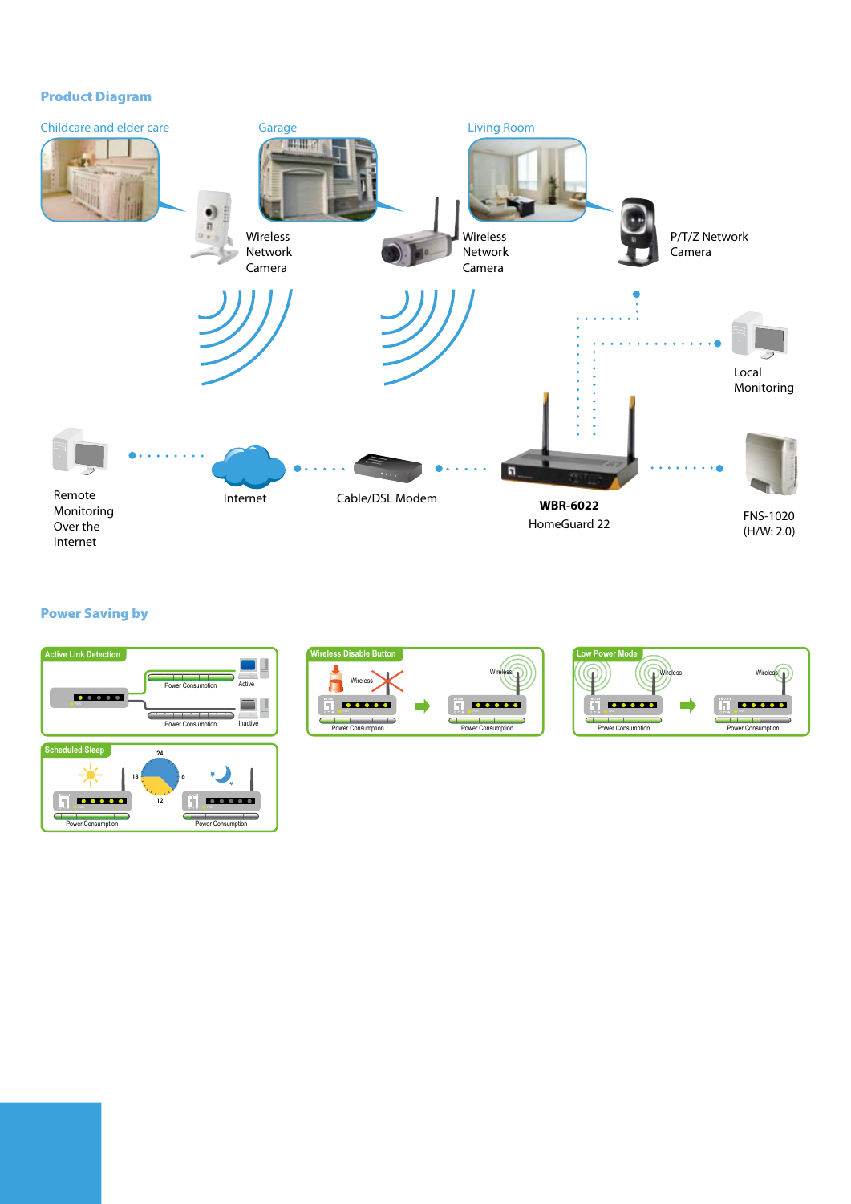## Product Diagram

Childcare and elder care

Garage

Living Room

Wireless Network Camera

Wireless Network Camera

P/T/Z Network Camera

Local Monitoring

Remote Monitoring Over the Internet

Internet

Cable/DSL Modem

**WBR-6022**
HomeGuard 22

FNS-1020
(H/W: 2.0)

## Power Saving by

Active Link Detection

Power Consumption

Active

Power Consumption

Inactive

Wireless Disable Button

Wireless

Power Consumption

Wireless

Power Consumption

Low Power Mode

Wireless

Power Consumption

Wireless

Power Consumption

Scheduled Sleep

24

18

6

12

Power Consumption

Power Consumption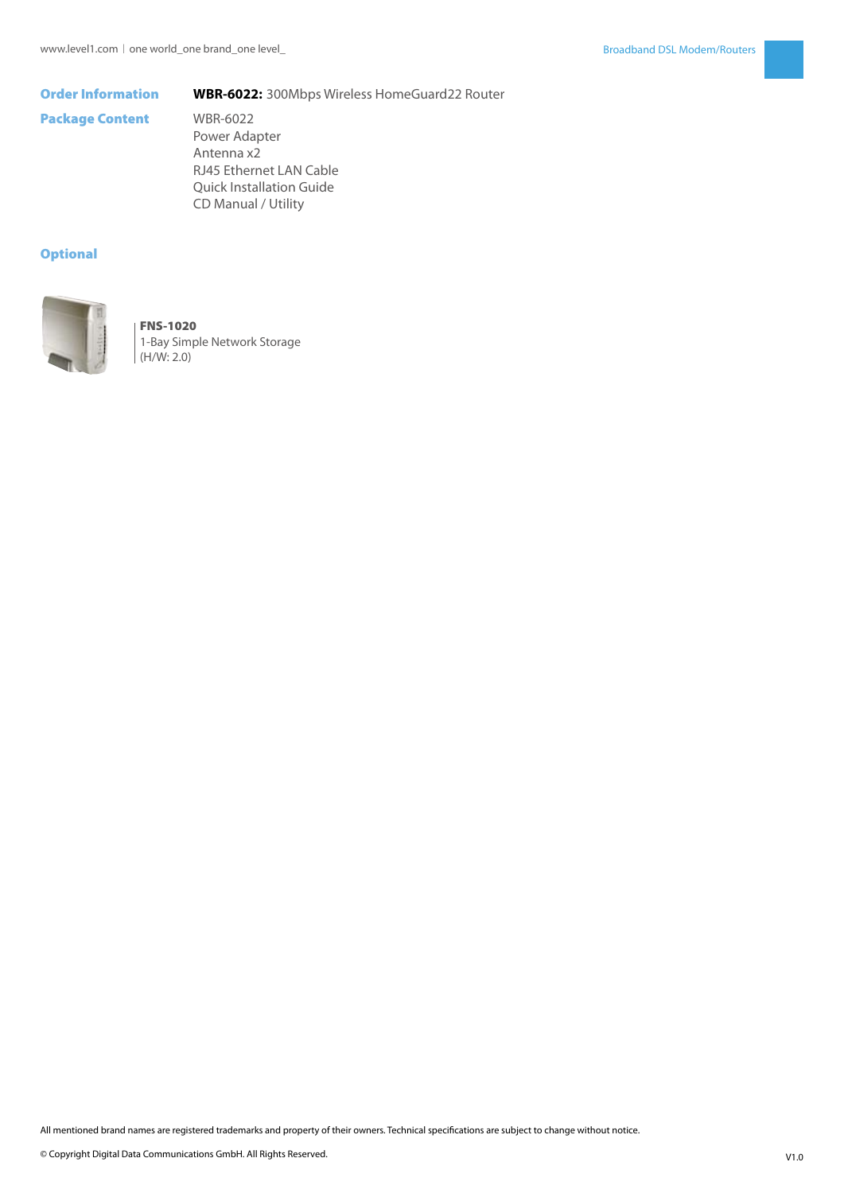**Order Information** **WBR-6022:** 300Mbps Wireless HomeGuard22 Router

**Package Content**

- WBR-6022
- Power Adapter
- Antenna x2
- RJ45 Ethernet LAN Cable
- Quick Installation Guide
- CD Manual / Utility

**Optional**

**FNS-1020**
1-Bay Simple Network Storage
(H/W: 2.0)

All mentioned brand names are registered trademarks and property of their owners. Technical specifications are subject to change without notice.

© Copyright Digital Data Communications GmbH. All Rights Reserved.

V1.0